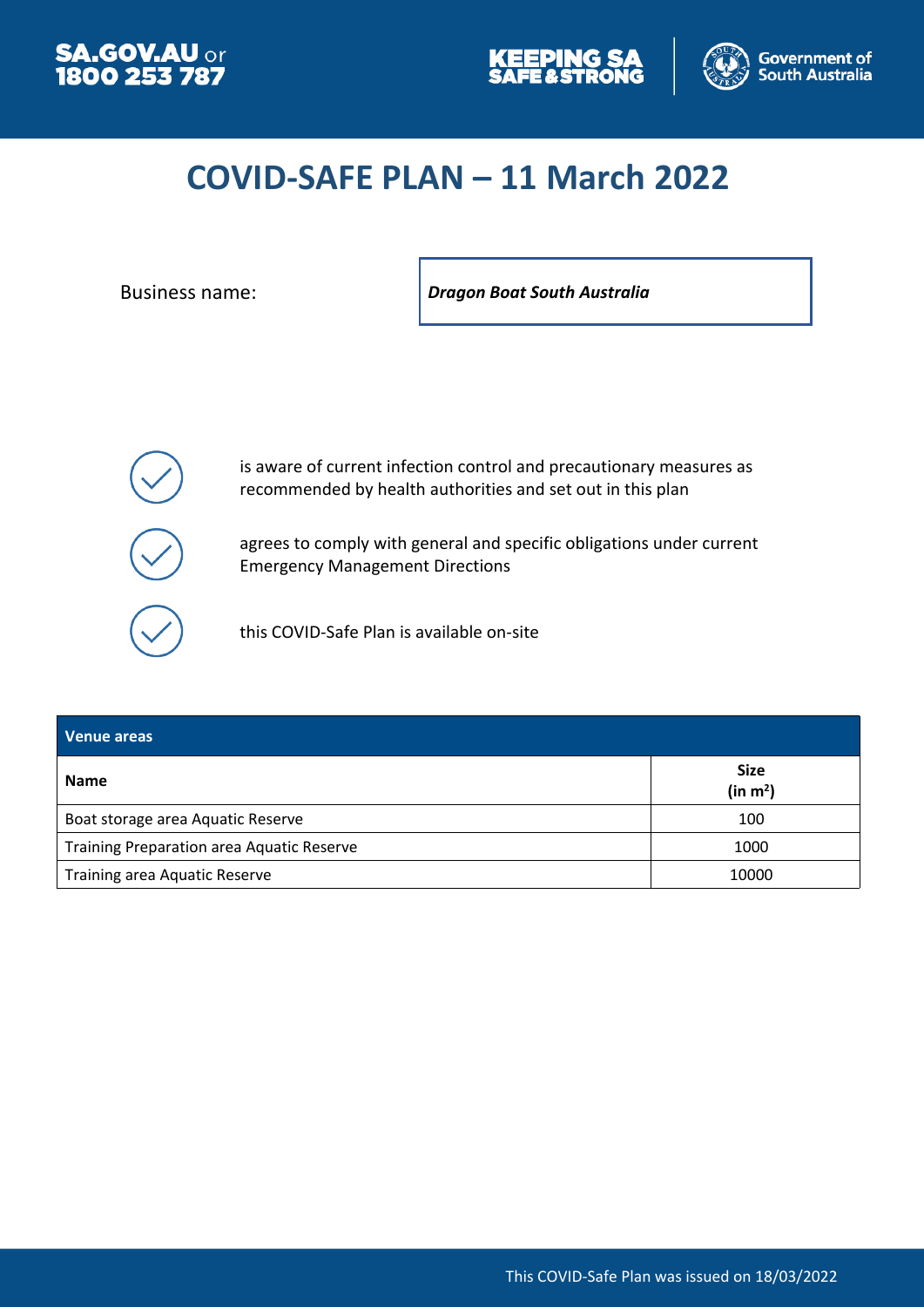# COVID-SAFE PLAN – 11 March 2022

Business name: ***Dragon Boat South Australia***

- is aware of current infection control and precautionary measures as recommended by health authorities and set out in this plan
- agrees to comply with general and specific obligations under current Emergency Management Directions
- this COVID-Safe Plan is available on-site

| Venue areas | |
|---|---|
| **Name** | **Size (in m²)** |
| Boat storage area Aquatic Reserve | 100 |
| Training Preparation area Aquatic Reserve | 1000 |
| Training area Aquatic Reserve | 10000 |

This COVID-Safe Plan was issued on 18/03/2022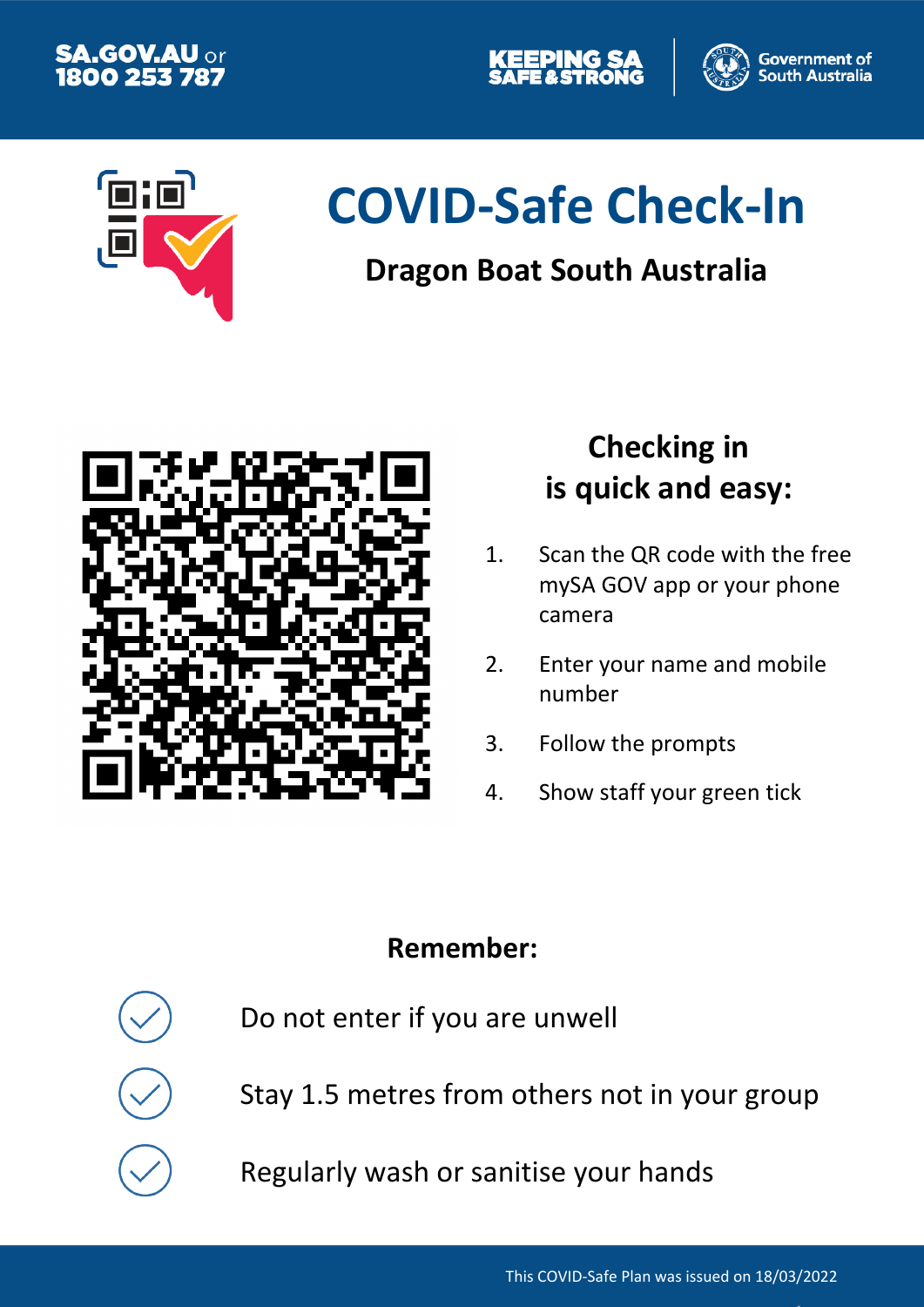SA.GOV.AU or 1800 253 787

KEEPING SA SAFE & STRONG

Government of South Australia

# COVID-Safe Check-In

## Dragon Boat South Australia

### Checking in is quick and easy:

1. Scan the QR code with the free mySA GOV app or your phone camera
2. Enter your name and mobile number
3. Follow the prompts
4. Show staff your green tick

### Remember:

- Do not enter if you are unwell
- Stay 1.5 metres from others not in your group
- Regularly wash or sanitise your hands

This COVID-Safe Plan was issued on 18/03/2022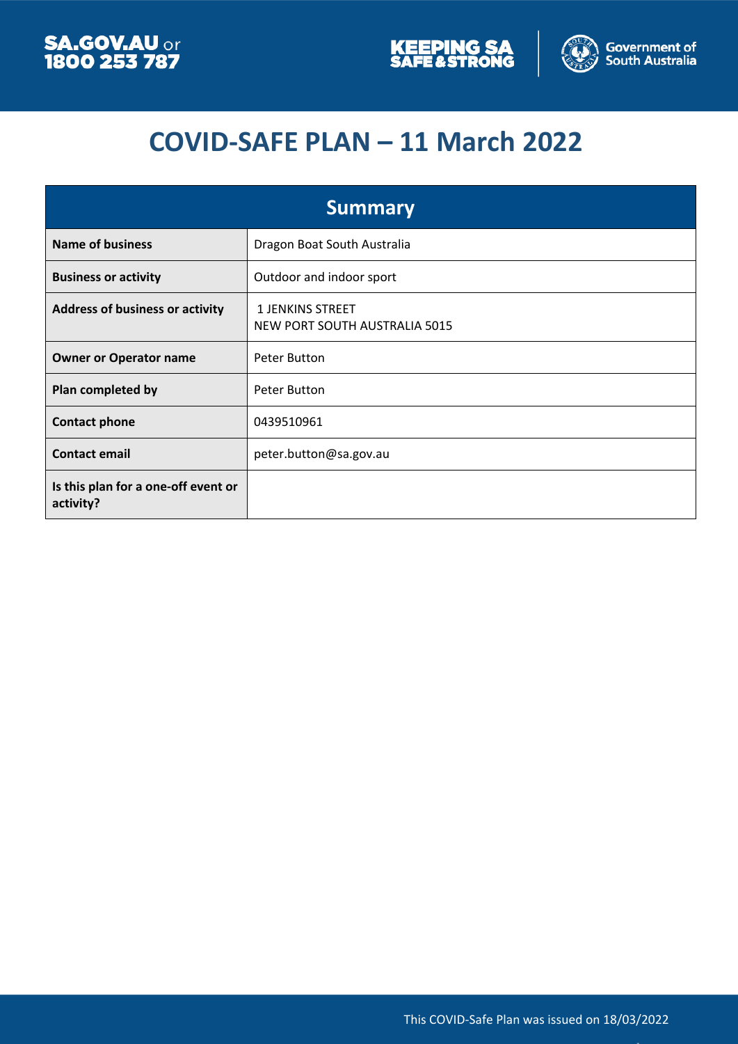# COVID-SAFE PLAN – 11 March 2022

| Summary | |
|---|---|
| **Name of business** | Dragon Boat South Australia |
| **Business or activity** | Outdoor and indoor sport |
| **Address of business or activity** | 1 JENKINS STREET<br>NEW PORT SOUTH AUSTRALIA 5015 |
| **Owner or Operator name** | Peter Button |
| **Plan completed by** | Peter Button |
| **Contact phone** | 0439510961 |
| **Contact email** | peter.button@sa.gov.au |
| **Is this plan for a one-off event or activity?** | |

This COVID-Safe Plan was issued on 18/03/2022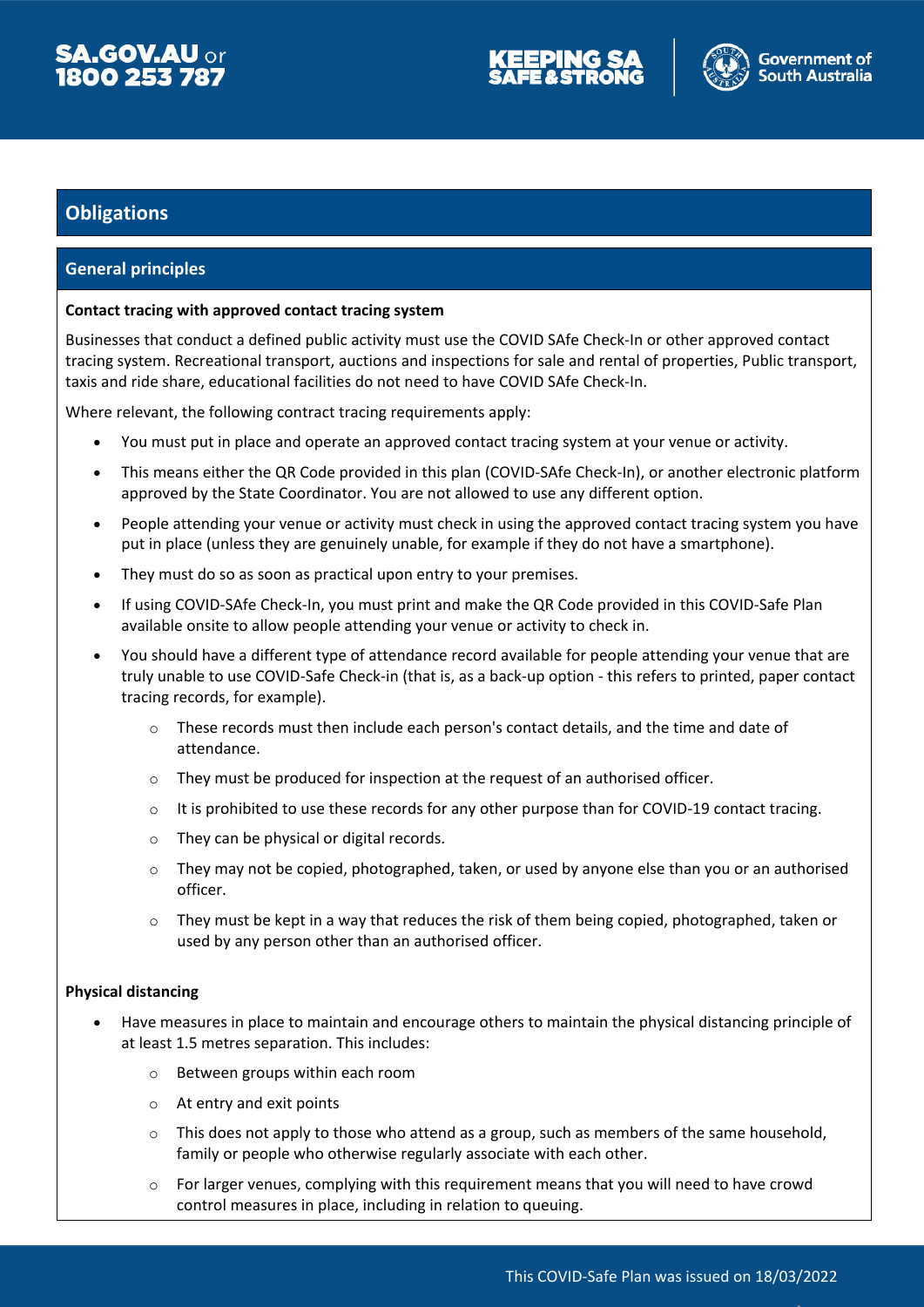## Obligations

### General principles

**Contact tracing with approved contact tracing system**

Businesses that conduct a defined public activity must use the COVID SAfe Check-In or other approved contact tracing system. Recreational transport, auctions and inspections for sale and rental of properties, Public transport, taxis and ride share, educational facilities do not need to have COVID SAfe Check-In.

Where relevant, the following contract tracing requirements apply:

- You must put in place and operate an approved contact tracing system at your venue or activity.
- This means either the QR Code provided in this plan (COVID-SAfe Check-In), or another electronic platform approved by the State Coordinator. You are not allowed to use any different option.
- People attending your venue or activity must check in using the approved contact tracing system you have put in place (unless they are genuinely unable, for example if they do not have a smartphone).
- They must do so as soon as practical upon entry to your premises.
- If using COVID-SAfe Check-In, you must print and make the QR Code provided in this COVID-Safe Plan available onsite to allow people attending your venue or activity to check in.
- You should have a different type of attendance record available for people attending your venue that are truly unable to use COVID-Safe Check-in (that is, as a back-up option - this refers to printed, paper contact tracing records, for example).
  - These records must then include each person's contact details, and the time and date of attendance.
  - They must be produced for inspection at the request of an authorised officer.
  - It is prohibited to use these records for any other purpose than for COVID-19 contact tracing.
  - They can be physical or digital records.
  - They may not be copied, photographed, taken, or used by anyone else than you or an authorised officer.
  - They must be kept in a way that reduces the risk of them being copied, photographed, taken or used by any person other than an authorised officer.

**Physical distancing**

- Have measures in place to maintain and encourage others to maintain the physical distancing principle of at least 1.5 metres separation. This includes:
  - Between groups within each room
  - At entry and exit points
  - This does not apply to those who attend as a group, such as members of the same household, family or people who otherwise regularly associate with each other.
  - For larger venues, complying with this requirement means that you will need to have crowd control measures in place, including in relation to queuing.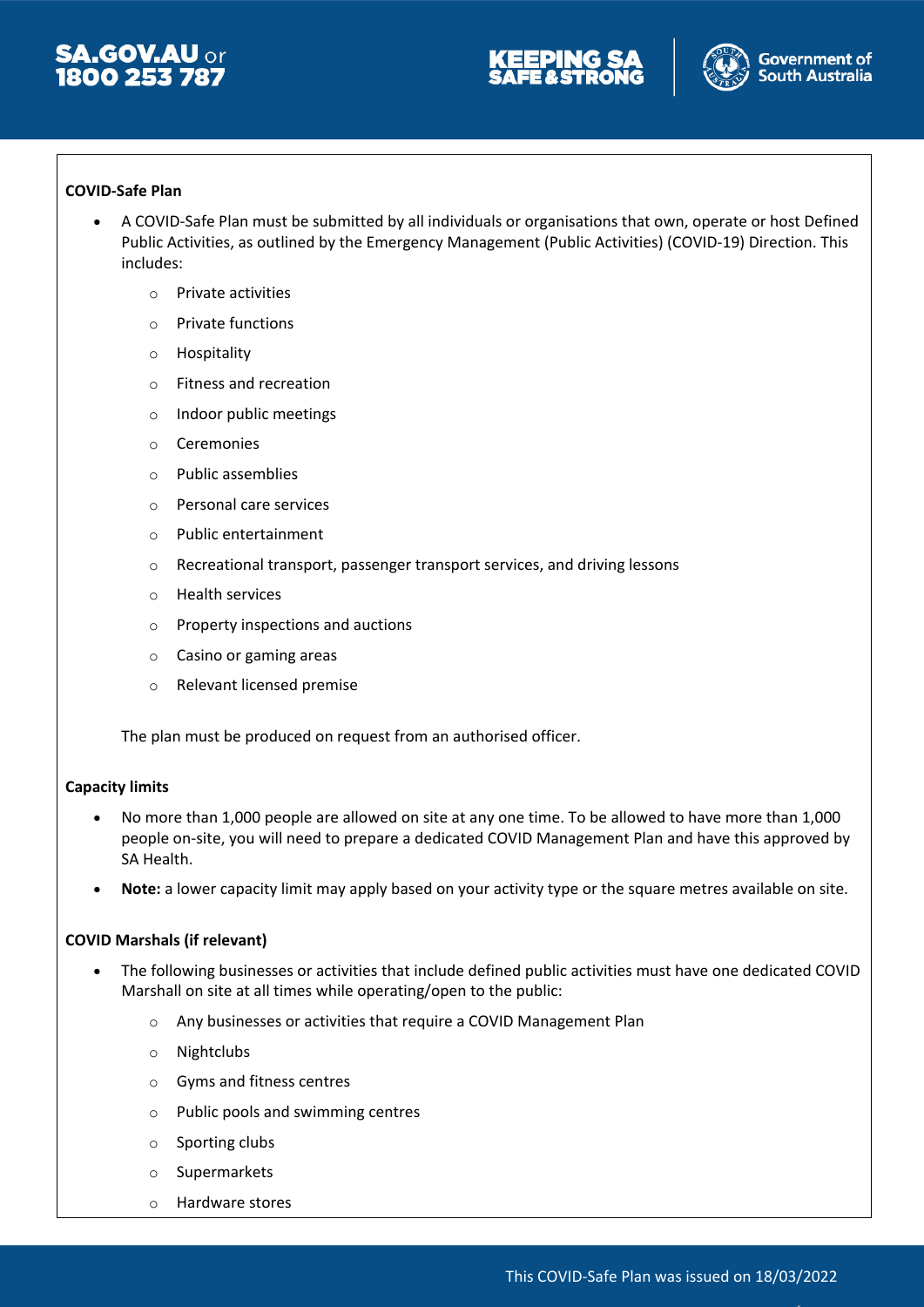**COVID-Safe Plan**

- A COVID-Safe Plan must be submitted by all individuals or organisations that own, operate or host Defined Public Activities, as outlined by the Emergency Management (Public Activities) (COVID-19) Direction. This includes:
  - Private activities
  - Private functions
  - Hospitality
  - Fitness and recreation
  - Indoor public meetings
  - Ceremonies
  - Public assemblies
  - Personal care services
  - Public entertainment
  - Recreational transport, passenger transport services, and driving lessons
  - Health services
  - Property inspections and auctions
  - Casino or gaming areas
  - Relevant licensed premise

  The plan must be produced on request from an authorised officer.

**Capacity limits**

- No more than 1,000 people are allowed on site at any one time. To be allowed to have more than 1,000 people on-site, you will need to prepare a dedicated COVID Management Plan and have this approved by SA Health.
- **Note:** a lower capacity limit may apply based on your activity type or the square metres available on site.

**COVID Marshals (if relevant)**

- The following businesses or activities that include defined public activities must have one dedicated COVID Marshall on site at all times while operating/open to the public:
  - Any businesses or activities that require a COVID Management Plan
  - Nightclubs
  - Gyms and fitness centres
  - Public pools and swimming centres
  - Sporting clubs
  - Supermarkets
  - Hardware stores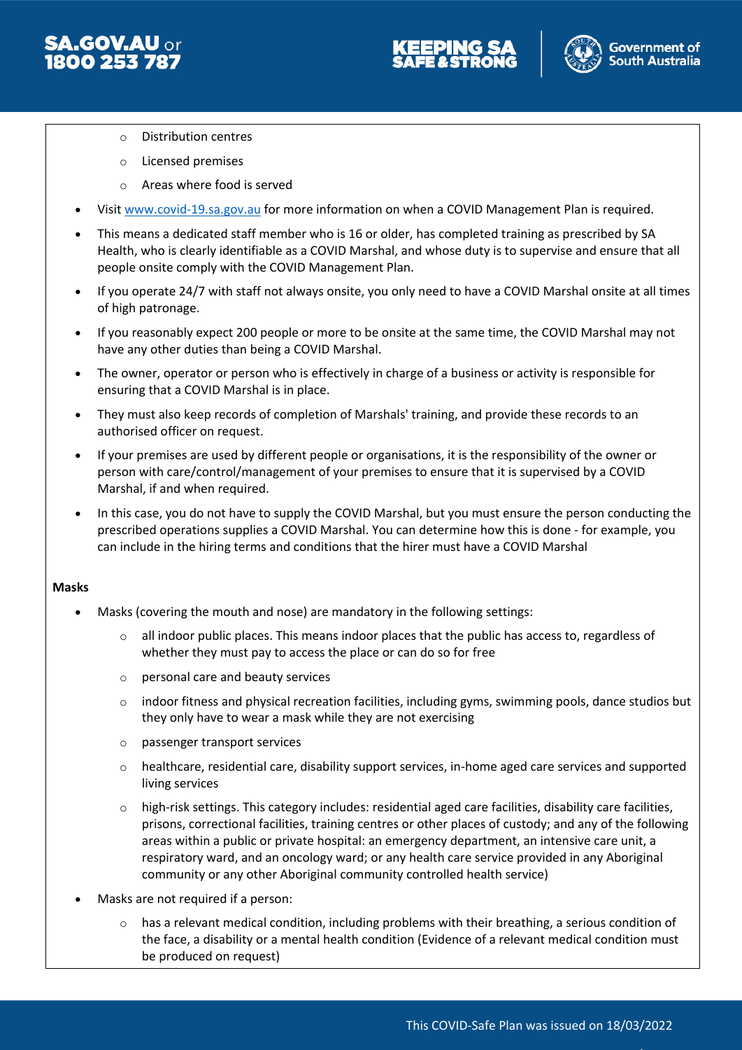- Distribution centres
  - Licensed premises
  - Areas where food is served
- Visit [www.covid-19.sa.gov.au](http://www.covid-19.sa.gov.au) for more information on when a COVID Management Plan is required.
- This means a dedicated staff member who is 16 or older, has completed training as prescribed by SA Health, who is clearly identifiable as a COVID Marshal, and whose duty is to supervise and ensure that all people onsite comply with the COVID Management Plan.
- If you operate 24/7 with staff not always onsite, you only need to have a COVID Marshal onsite at all times of high patronage.
- If you reasonably expect 200 people or more to be onsite at the same time, the COVID Marshal may not have any other duties than being a COVID Marshal.
- The owner, operator or person who is effectively in charge of a business or activity is responsible for ensuring that a COVID Marshal is in place.
- They must also keep records of completion of Marshals' training, and provide these records to an authorised officer on request.
- If your premises are used by different people or organisations, it is the responsibility of the owner or person with care/control/management of your premises to ensure that it is supervised by a COVID Marshal, if and when required.
- In this case, you do not have to supply the COVID Marshal, but you must ensure the person conducting the prescribed operations supplies a COVID Marshal. You can determine how this is done - for example, you can include in the hiring terms and conditions that the hirer must have a COVID Marshal

**Masks**

- Masks (covering the mouth and nose) are mandatory in the following settings:
  - all indoor public places. This means indoor places that the public has access to, regardless of whether they must pay to access the place or can do so for free
  - personal care and beauty services
  - indoor fitness and physical recreation facilities, including gyms, swimming pools, dance studios but they only have to wear a mask while they are not exercising
  - passenger transport services
  - healthcare, residential care, disability support services, in-home aged care services and supported living services
  - high-risk settings. This category includes: residential aged care facilities, disability care facilities, prisons, correctional facilities, training centres or other places of custody; and any of the following areas within a public or private hospital: an emergency department, an intensive care unit, a respiratory ward, and an oncology ward; or any health care service provided in any Aboriginal community or any other Aboriginal community controlled health service)
- Masks are not required if a person:
  - has a relevant medical condition, including problems with their breathing, a serious condition of the face, a disability or a mental health condition (Evidence of a relevant medical condition must be produced on request)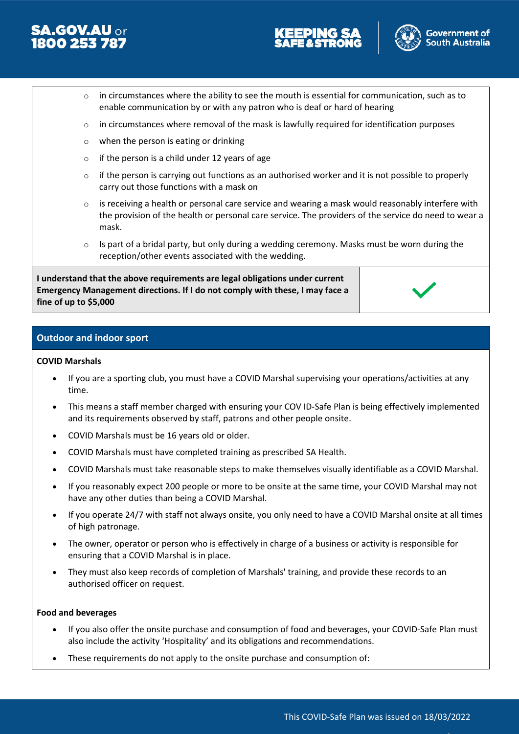- in circumstances where the ability to see the mouth is essential for communication, such as to enable communication by or with any patron who is deaf or hard of hearing
- in circumstances where removal of the mask is lawfully required for identification purposes
- when the person is eating or drinking
- if the person is a child under 12 years of age
- if the person is carrying out functions as an authorised worker and it is not possible to properly carry out those functions with a mask on
- is receiving a health or personal care service and wearing a mask would reasonably interfere with the provision of the health or personal care service. The providers of the service do need to wear a mask.
- Is part of a bridal party, but only during a wedding ceremony. Masks must be worn during the reception/other events associated with the wedding.

| **I understand that the above requirements are legal obligations under current Emergency Management directions. If I do not comply with these, I may face a fine of up to $5,000** | ✓ |
|---|---|

## Outdoor and indoor sport

**COVID Marshals**

- If you are a sporting club, you must have a COVID Marshal supervising your operations/activities at any time.
- This means a staff member charged with ensuring your COV ID-Safe Plan is being effectively implemented and its requirements observed by staff, patrons and other people onsite.
- COVID Marshals must be 16 years old or older.
- COVID Marshals must have completed training as prescribed SA Health.
- COVID Marshals must take reasonable steps to make themselves visually identifiable as a COVID Marshal.
- If you reasonably expect 200 people or more to be onsite at the same time, your COVID Marshal may not have any other duties than being a COVID Marshal.
- If you operate 24/7 with staff not always onsite, you only need to have a COVID Marshal onsite at all times of high patronage.
- The owner, operator or person who is effectively in charge of a business or activity is responsible for ensuring that a COVID Marshal is in place.
- They must also keep records of completion of Marshals' training, and provide these records to an authorised officer on request.

**Food and beverages**

- If you also offer the onsite purchase and consumption of food and beverages, your COVID-Safe Plan must also include the activity 'Hospitality' and its obligations and recommendations.
- These requirements do not apply to the onsite purchase and consumption of: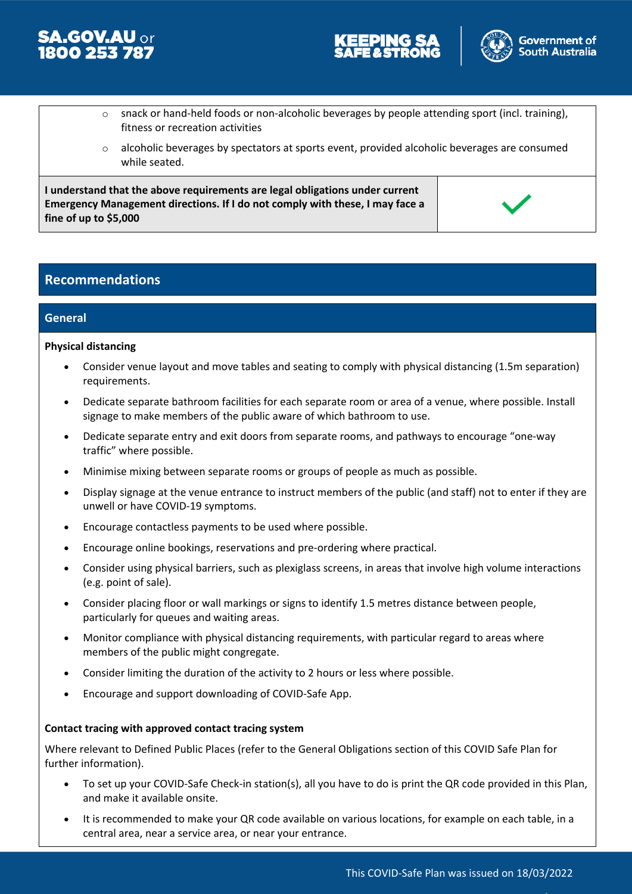- snack or hand-held foods or non-alcoholic beverages by people attending sport (incl. training), fitness or recreation activities
- alcoholic beverages by spectators at sports event, provided alcoholic beverages are consumed while seated.

| **I understand that the above requirements are legal obligations under current Emergency Management directions. If I do not comply with these, I may face a fine of up to $5,000** | ✓ |
|---|---|

## Recommendations

### General

**Physical distancing**

- Consider venue layout and move tables and seating to comply with physical distancing (1.5m separation) requirements.
- Dedicate separate bathroom facilities for each separate room or area of a venue, where possible. Install signage to make members of the public aware of which bathroom to use.
- Dedicate separate entry and exit doors from separate rooms, and pathways to encourage "one-way traffic" where possible.
- Minimise mixing between separate rooms or groups of people as much as possible.
- Display signage at the venue entrance to instruct members of the public (and staff) not to enter if they are unwell or have COVID-19 symptoms.
- Encourage contactless payments to be used where possible.
- Encourage online bookings, reservations and pre-ordering where practical.
- Consider using physical barriers, such as plexiglass screens, in areas that involve high volume interactions (e.g. point of sale).
- Consider placing floor or wall markings or signs to identify 1.5 metres distance between people, particularly for queues and waiting areas.
- Monitor compliance with physical distancing requirements, with particular regard to areas where members of the public might congregate.
- Consider limiting the duration of the activity to 2 hours or less where possible.
- Encourage and support downloading of COVID-Safe App.

**Contact tracing with approved contact tracing system**

Where relevant to Defined Public Places (refer to the General Obligations section of this COVID Safe Plan for further information).

- To set up your COVID-Safe Check-in station(s), all you have to do is print the QR code provided in this Plan, and make it available onsite.
- It is recommended to make your QR code available on various locations, for example on each table, in a central area, near a service area, or near your entrance.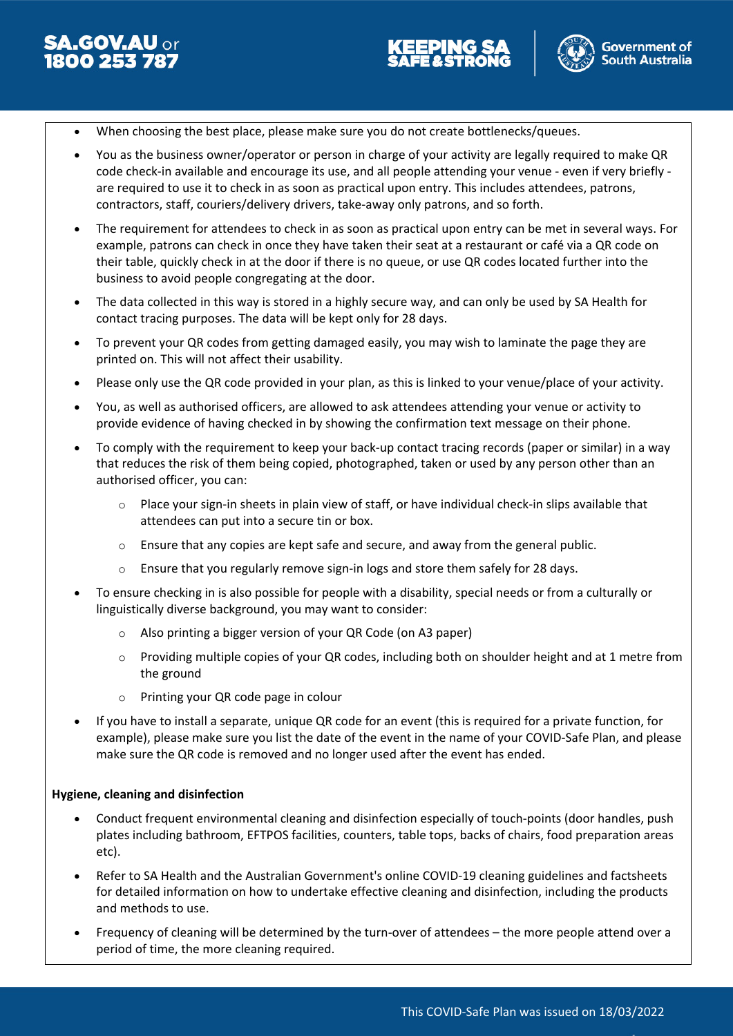- When choosing the best place, please make sure you do not create bottlenecks/queues.
- You as the business owner/operator or person in charge of your activity are legally required to make QR code check-in available and encourage its use, and all people attending your venue - even if very briefly - are required to use it to check in as soon as practical upon entry. This includes attendees, patrons, contractors, staff, couriers/delivery drivers, take-away only patrons, and so forth.
- The requirement for attendees to check in as soon as practical upon entry can be met in several ways. For example, patrons can check in once they have taken their seat at a restaurant or café via a QR code on their table, quickly check in at the door if there is no queue, or use QR codes located further into the business to avoid people congregating at the door.
- The data collected in this way is stored in a highly secure way, and can only be used by SA Health for contact tracing purposes. The data will be kept only for 28 days.
- To prevent your QR codes from getting damaged easily, you may wish to laminate the page they are printed on. This will not affect their usability.
- Please only use the QR code provided in your plan, as this is linked to your venue/place of your activity.
- You, as well as authorised officers, are allowed to ask attendees attending your venue or activity to provide evidence of having checked in by showing the confirmation text message on their phone.
- To comply with the requirement to keep your back-up contact tracing records (paper or similar) in a way that reduces the risk of them being copied, photographed, taken or used by any person other than an authorised officer, you can:
    - Place your sign-in sheets in plain view of staff, or have individual check-in slips available that attendees can put into a secure tin or box.
    - Ensure that any copies are kept safe and secure, and away from the general public.
    - Ensure that you regularly remove sign-in logs and store them safely for 28 days.
- To ensure checking in is also possible for people with a disability, special needs or from a culturally or linguistically diverse background, you may want to consider:
    - Also printing a bigger version of your QR Code (on A3 paper)
    - Providing multiple copies of your QR codes, including both on shoulder height and at 1 metre from the ground
    - Printing your QR code page in colour
- If you have to install a separate, unique QR code for an event (this is required for a private function, for example), please make sure you list the date of the event in the name of your COVID-Safe Plan, and please make sure the QR code is removed and no longer used after the event has ended.

**Hygiene, cleaning and disinfection**

- Conduct frequent environmental cleaning and disinfection especially of touch-points (door handles, push plates including bathroom, EFTPOS facilities, counters, table tops, backs of chairs, food preparation areas etc).
- Refer to SA Health and the Australian Government's online COVID-19 cleaning guidelines and factsheets for detailed information on how to undertake effective cleaning and disinfection, including the products and methods to use.
- Frequency of cleaning will be determined by the turn-over of attendees – the more people attend over a period of time, the more cleaning required.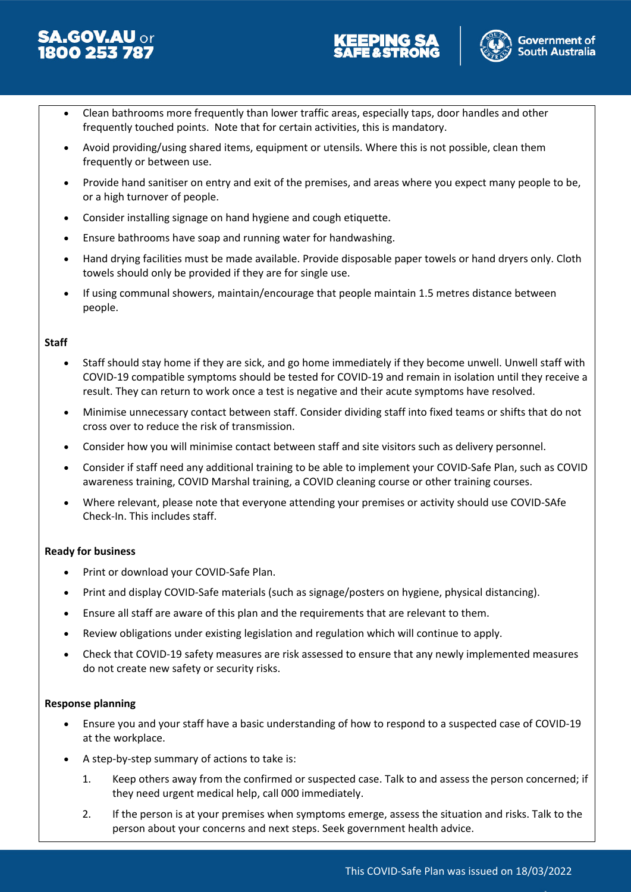- Clean bathrooms more frequently than lower traffic areas, especially taps, door handles and other frequently touched points. Note that for certain activities, this is mandatory.
- Avoid providing/using shared items, equipment or utensils. Where this is not possible, clean them frequently or between use.
- Provide hand sanitiser on entry and exit of the premises, and areas where you expect many people to be, or a high turnover of people.
- Consider installing signage on hand hygiene and cough etiquette.
- Ensure bathrooms have soap and running water for handwashing.
- Hand drying facilities must be made available. Provide disposable paper towels or hand dryers only. Cloth towels should only be provided if they are for single use.
- If using communal showers, maintain/encourage that people maintain 1.5 metres distance between people.

**Staff**

- Staff should stay home if they are sick, and go home immediately if they become unwell. Unwell staff with COVID-19 compatible symptoms should be tested for COVID-19 and remain in isolation until they receive a result. They can return to work once a test is negative and their acute symptoms have resolved.
- Minimise unnecessary contact between staff. Consider dividing staff into fixed teams or shifts that do not cross over to reduce the risk of transmission.
- Consider how you will minimise contact between staff and site visitors such as delivery personnel.
- Consider if staff need any additional training to be able to implement your COVID-Safe Plan, such as COVID awareness training, COVID Marshal training, a COVID cleaning course or other training courses.
- Where relevant, please note that everyone attending your premises or activity should use COVID-SAfe Check-In. This includes staff.

**Ready for business**

- Print or download your COVID-Safe Plan.
- Print and display COVID-Safe materials (such as signage/posters on hygiene, physical distancing).
- Ensure all staff are aware of this plan and the requirements that are relevant to them.
- Review obligations under existing legislation and regulation which will continue to apply.
- Check that COVID-19 safety measures are risk assessed to ensure that any newly implemented measures do not create new safety or security risks.

**Response planning**

- Ensure you and your staff have a basic understanding of how to respond to a suspected case of COVID-19 at the workplace.
- A step-by-step summary of actions to take is:
  1. Keep others away from the confirmed or suspected case. Talk to and assess the person concerned; if they need urgent medical help, call 000 immediately.
  2. If the person is at your premises when symptoms emerge, assess the situation and risks. Talk to the person about your concerns and next steps. Seek government health advice.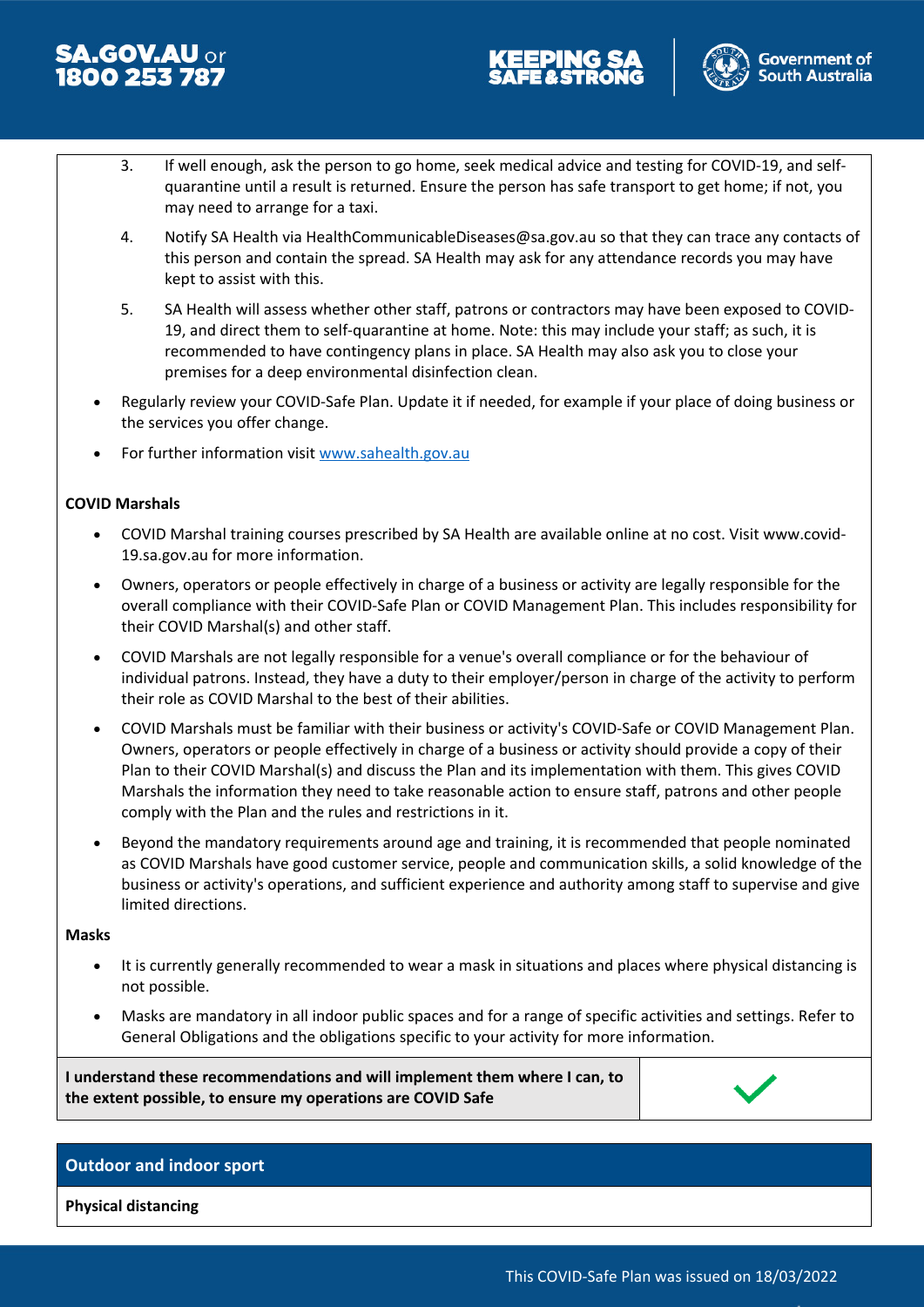3. If well enough, ask the person to go home, seek medical advice and testing for COVID-19, and self-quarantine until a result is returned. Ensure the person has safe transport to get home; if not, you may need to arrange for a taxi.
4. Notify SA Health via HealthCommunicableDiseases@sa.gov.au so that they can trace any contacts of this person and contain the spread. SA Health may ask for any attendance records you may have kept to assist with this.
5. SA Health will assess whether other staff, patrons or contractors may have been exposed to COVID-19, and direct them to self-quarantine at home. Note: this may include your staff; as such, it is recommended to have contingency plans in place. SA Health may also ask you to close your premises for a deep environmental disinfection clean.

- Regularly review your COVID-Safe Plan. Update it if needed, for example if your place of doing business or the services you offer change.
- For further information visit [www.sahealth.gov.au](http://www.sahealth.gov.au)

**COVID Marshals**

- COVID Marshal training courses prescribed by SA Health are available online at no cost. Visit www.covid-19.sa.gov.au for more information.
- Owners, operators or people effectively in charge of a business or activity are legally responsible for the overall compliance with their COVID-Safe Plan or COVID Management Plan. This includes responsibility for their COVID Marshal(s) and other staff.
- COVID Marshals are not legally responsible for a venue's overall compliance or for the behaviour of individual patrons. Instead, they have a duty to their employer/person in charge of the activity to perform their role as COVID Marshal to the best of their abilities.
- COVID Marshals must be familiar with their business or activity's COVID-Safe or COVID Management Plan. Owners, operators or people effectively in charge of a business or activity should provide a copy of their Plan to their COVID Marshal(s) and discuss the Plan and its implementation with them. This gives COVID Marshals the information they need to take reasonable action to ensure staff, patrons and other people comply with the Plan and the rules and restrictions in it.
- Beyond the mandatory requirements around age and training, it is recommended that people nominated as COVID Marshals have good customer service, people and communication skills, a solid knowledge of the business or activity's operations, and sufficient experience and authority among staff to supervise and give limited directions.

**Masks**

- It is currently generally recommended to wear a mask in situations and places where physical distancing is not possible.
- Masks are mandatory in all indoor public spaces and for a range of specific activities and settings. Refer to General Obligations and the obligations specific to your activity for more information.

| **I understand these recommendations and will implement them where I can, to the extent possible, to ensure my operations are COVID Safe** | ✓ |
|---|---|

## Outdoor and indoor sport

**Physical distancing**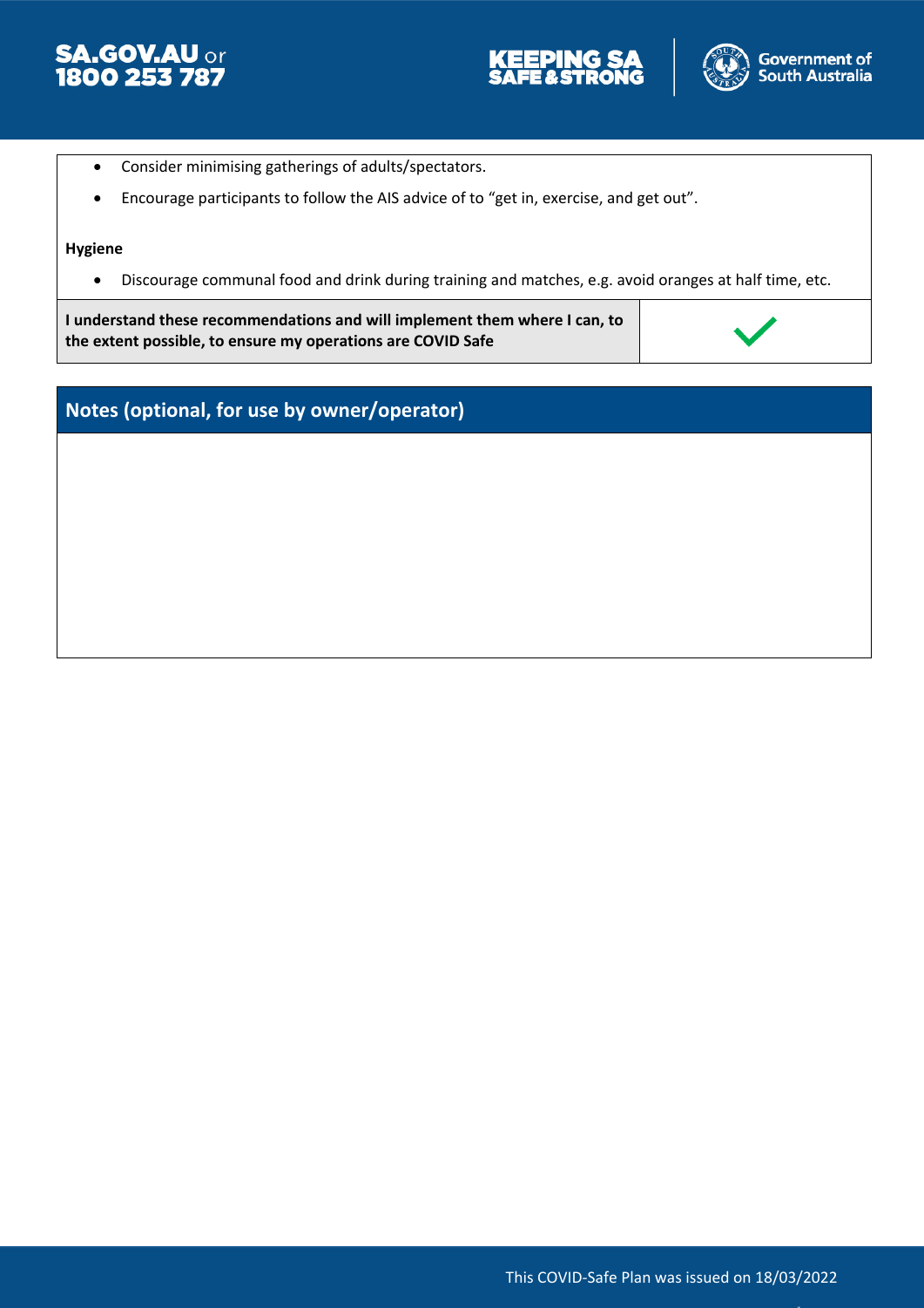- Consider minimising gatherings of adults/spectators.
- Encourage participants to follow the AIS advice of to "get in, exercise, and get out".

**Hygiene**

- Discourage communal food and drink during training and matches, e.g. avoid oranges at half time, etc.

| | |
| --- | --- |
| **I understand these recommendations and will implement them where I can, to the extent possible, to ensure my operations are COVID Safe** | ✓ |

## Notes (optional, for use by owner/operator)

This COVID-Safe Plan was issued on 18/03/2022